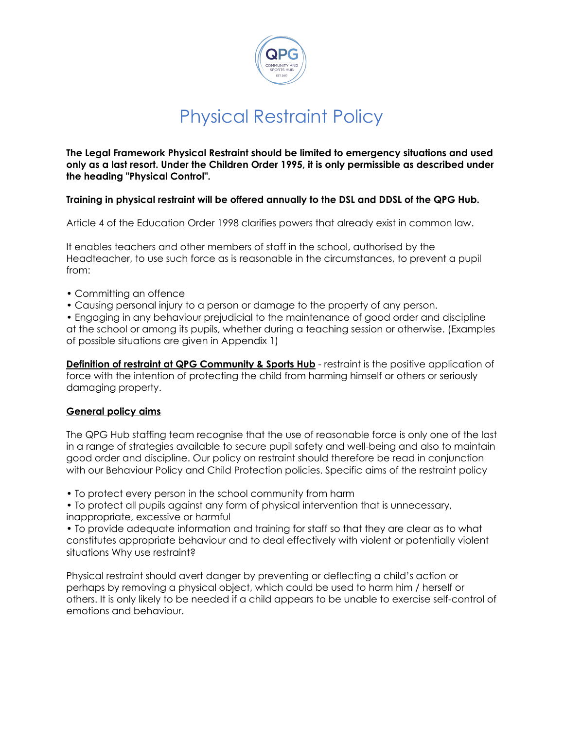# Physical Restraint Policy

**The Legal Framework Physical Restraint should be limited to emergency situations and used only as a last resort. Under the Children Order 1995, it is only permissible as described under the heading "Physical Control".**

**Training in physical restraint will be offered annually to the DSL and DDSL of the QPG Hub.**

Article 4 of the Education Order 1998 clarifies powers that already exist in common law.

It enables teachers and other members of staff in the school, authorised by the Headteacher, to use such force as is reasonable in the circumstances, to prevent a pupil from:

- Committing an offence
- Causing personal injury to a person or damage to the property of any person.
- Engaging in any behaviour prejudicial to the maintenance of good order and discipline at the school or among its pupils, whether during a teaching session or otherwise. (Examples of possible situations are given in Appendix 1)

**Definition of restraint at QPG Community & Sports Hub** - restraint is the positive application of force with the intention of protecting the child from harming himself or others or seriously damaging property.

## General policy aims

The QPG Hub staffing team recognise that the use of reasonable force is only one of the last in a range of strategies available to secure pupil safety and well-being and also to maintain good order and discipline. Our policy on restraint should therefore be read in conjunction with our Behaviour Policy and Child Protection policies. Specific aims of the restraint policy

- To protect every person in the school community from harm
- To protect all pupils against any form of physical intervention that is unnecessary, inappropriate, excessive or harmful
- To provide adequate information and training for staff so that they are clear as to what constitutes appropriate behaviour and to deal effectively with violent or potentially violent situations Why use restraint?

Physical restraint should avert danger by preventing or deflecting a child's action or perhaps by removing a physical object, which could be used to harm him / herself or others. It is only likely to be needed if a child appears to be unable to exercise self-control of emotions and behaviour.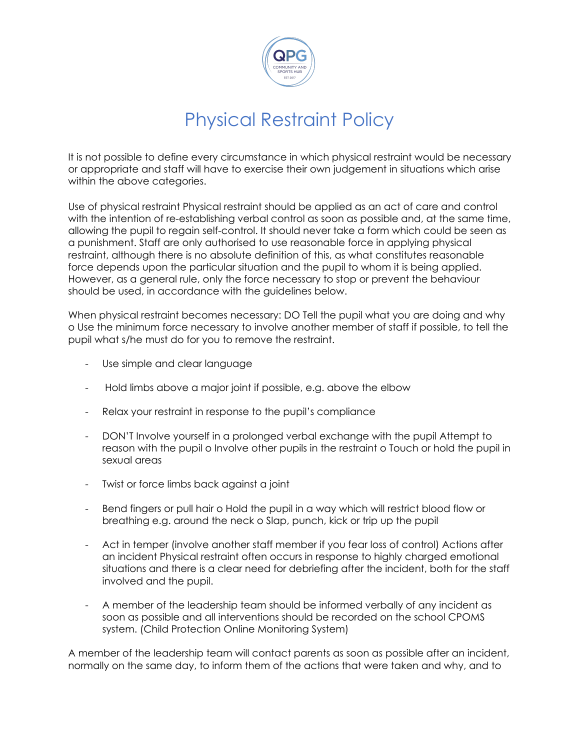# Physical Restraint Policy

It is not possible to define every circumstance in which physical restraint would be necessary or appropriate and staff will have to exercise their own judgement in situations which arise within the above categories.

Use of physical restraint Physical restraint should be applied as an act of care and control with the intention of re-establishing verbal control as soon as possible and, at the same time, allowing the pupil to regain self-control. It should never take a form which could be seen as a punishment. Staff are only authorised to use reasonable force in applying physical restraint, although there is no absolute definition of this, as what constitutes reasonable force depends upon the particular situation and the pupil to whom it is being applied. However, as a general rule, only the force necessary to stop or prevent the behaviour should be used, in accordance with the guidelines below.

When physical restraint becomes necessary: DO Tell the pupil what you are doing and why o Use the minimum force necessary to involve another member of staff if possible, to tell the pupil what s/he must do for you to remove the restraint.

- Use simple and clear language
- Hold limbs above a major joint if possible, e.g. above the elbow
- Relax your restraint in response to the pupil's compliance
- DON'T Involve yourself in a prolonged verbal exchange with the pupil Attempt to reason with the pupil o Involve other pupils in the restraint o Touch or hold the pupil in sexual areas
- Twist or force limbs back against a joint
- Bend fingers or pull hair o Hold the pupil in a way which will restrict blood flow or breathing e.g. around the neck o Slap, punch, kick or trip up the pupil
- Act in temper (involve another staff member if you fear loss of control) Actions after an incident Physical restraint often occurs in response to highly charged emotional situations and there is a clear need for debriefing after the incident, both for the staff involved and the pupil.
- A member of the leadership team should be informed verbally of any incident as soon as possible and all interventions should be recorded on the school CPOMS system. (Child Protection Online Monitoring System)

A member of the leadership team will contact parents as soon as possible after an incident, normally on the same day, to inform them of the actions that were taken and why, and to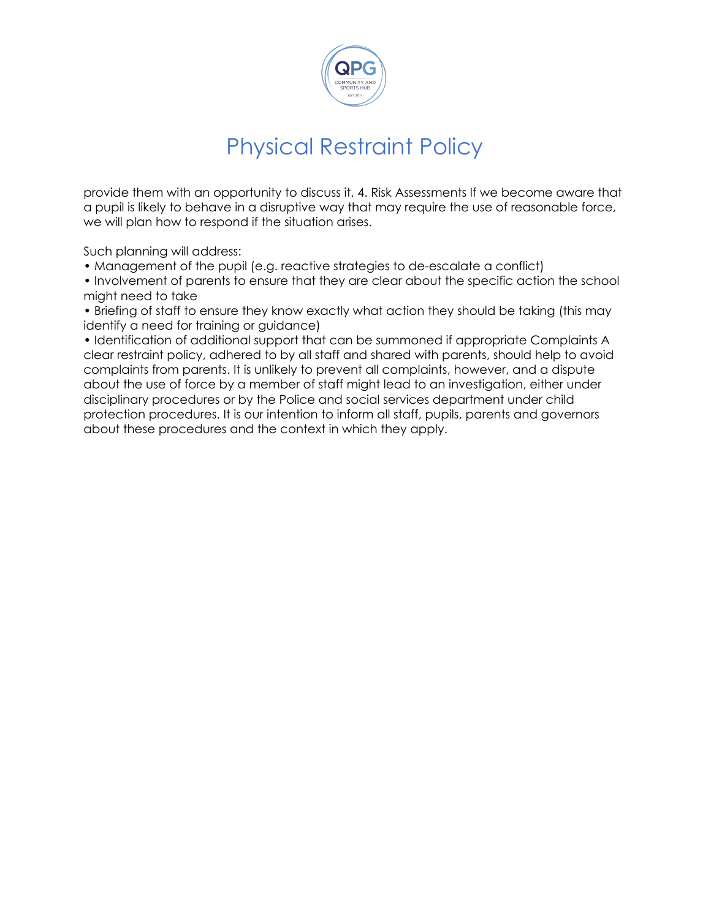provide them with an opportunity to discuss it. 4. Risk Assessments If we become aware that a pupil is likely to behave in a disruptive way that may require the use of reasonable force, we will plan how to respond if the situation arises.

Such planning will address:

- Management of the pupil (e.g. reactive strategies to de-escalate a conflict)
- Involvement of parents to ensure that they are clear about the specific action the school might need to take
- Briefing of staff to ensure they know exactly what action they should be taking (this may identify a need for training or guidance)
- Identification of additional support that can be summoned if appropriate Complaints A clear restraint policy, adhered to by all staff and shared with parents, should help to avoid complaints from parents. It is unlikely to prevent all complaints, however, and a dispute about the use of force by a member of staff might lead to an investigation, either under disciplinary procedures or by the Police and social services department under child protection procedures. It is our intention to inform all staff, pupils, parents and governors about these procedures and the context in which they apply.